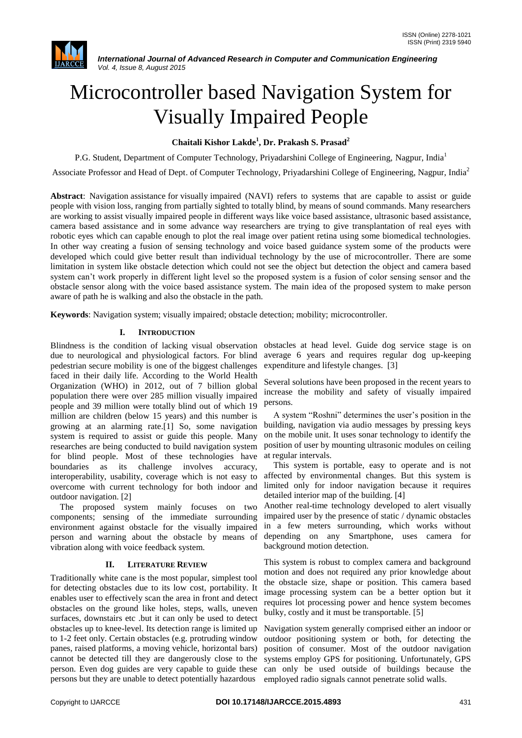# Microcontroller based Navigation System for Visually Impaired People

**Chaitali Kishor Lakde[1], Dr. Prakash S. Prasad[2]**

P.G. Student, Department of Computer Technology, Priyadarshini College of Engineering, Nagpur, India[1]

Associate Professor and Head of Dept. of Computer Technology, Priyadarshini College of Engineering, Nagpur, India[2]

**Abstract**: Navigation assistance for visually impaired (NAVI) refers to systems that are capable to assist or guide people with vision loss, ranging from partially sighted to totally blind, by means of sound commands. Many researchers are working to assist visually impaired people in different ways like voice based assistance, ultrasonic based assistance, camera based assistance and in some advance way researchers are trying to give transplantation of real eyes with robotic eyes which can capable enough to plot the real image over patient retina using some biomedical technologies. In other way creating a fusion of sensing technology and voice based guidance system some of the products were developed which could give better result than individual technology by the use of microcontroller. There are some limitation in system like obstacle detection which could not see the object but detection the object and camera based system can't work properly in different light level so the proposed system is a fusion of color sensing sensor and the obstacle sensor along with the voice based assistance system. The main idea of the proposed system to make person aware of path he is walking and also the obstacle in the path.

**Keywords**: Navigation system; visually impaired; obstacle detection; mobility; microcontroller.

## I. INTRODUCTION

Blindness is the condition of lacking visual observation due to neurological and physiological factors. For blind pedestrian secure mobility is one of the biggest challenges faced in their daily life. According to the World Health Organization (WHO) in 2012, out of 7 billion global population there were over 285 million visually impaired people and 39 million were totally blind out of which 19 million are children (below 15 years) and this number is growing at an alarming rate.[1] So, some navigation system is required to assist or guide this people. Many researches are being conducted to build navigation system for blind people. Most of these technologies have boundaries as its challenge involves accuracy, interoperability, usability, coverage which is not easy to overcome with current technology for both indoor and outdoor navigation. [2]

The proposed system mainly focuses on two components; sensing of the immediate surrounding environment against obstacle for the visually impaired person and warning about the obstacle by means of vibration along with voice feedback system.

## II. LITERATURE REVIEW

Traditionally white cane is the most popular, simplest tool for detecting obstacles due to its low cost, portability. It enables user to effectively scan the area in front and detect obstacles on the ground like holes, steps, walls, uneven surfaces, downstairs etc .but it can only be used to detect obstacles up to knee-level. Its detection range is limited up to 1-2 feet only. Certain obstacles (e.g. protruding window panes, raised platforms, a moving vehicle, horizontal bars) cannot be detected till they are dangerously close to the person. Even dog guides are very capable to guide these persons but they are unable to detect potentially hazardous obstacles at head level. Guide dog service stage is on average 6 years and requires regular dog up-keeping expenditure and lifestyle changes. [3]

Several solutions have been proposed in the recent years to increase the mobility and safety of visually impaired persons.

A system "Roshni" determines the user's position in the building, navigation via audio messages by pressing keys on the mobile unit. It uses sonar technology to identify the position of user by mounting ultrasonic modules on ceiling at regular intervals.

This system is portable, easy to operate and is not affected by environmental changes. But this system is limited only for indoor navigation because it requires detailed interior map of the building. [4]

Another real-time technology developed to alert visually impaired user by the presence of static / dynamic obstacles in a few meters surrounding, which works without depending on any Smartphone, uses camera for background motion detection.

This system is robust to complex camera and background motion and does not required any prior knowledge about the obstacle size, shape or position. This camera based image processing system can be a better option but it requires lot processing power and hence system becomes bulky, costly and it must be transportable. [5]

Navigation system generally comprised either an indoor or outdoor positioning system or both, for detecting the position of consumer. Most of the outdoor navigation systems employ GPS for positioning. Unfortunately, GPS can only be used outside of buildings because the employed radio signals cannot penetrate solid walls.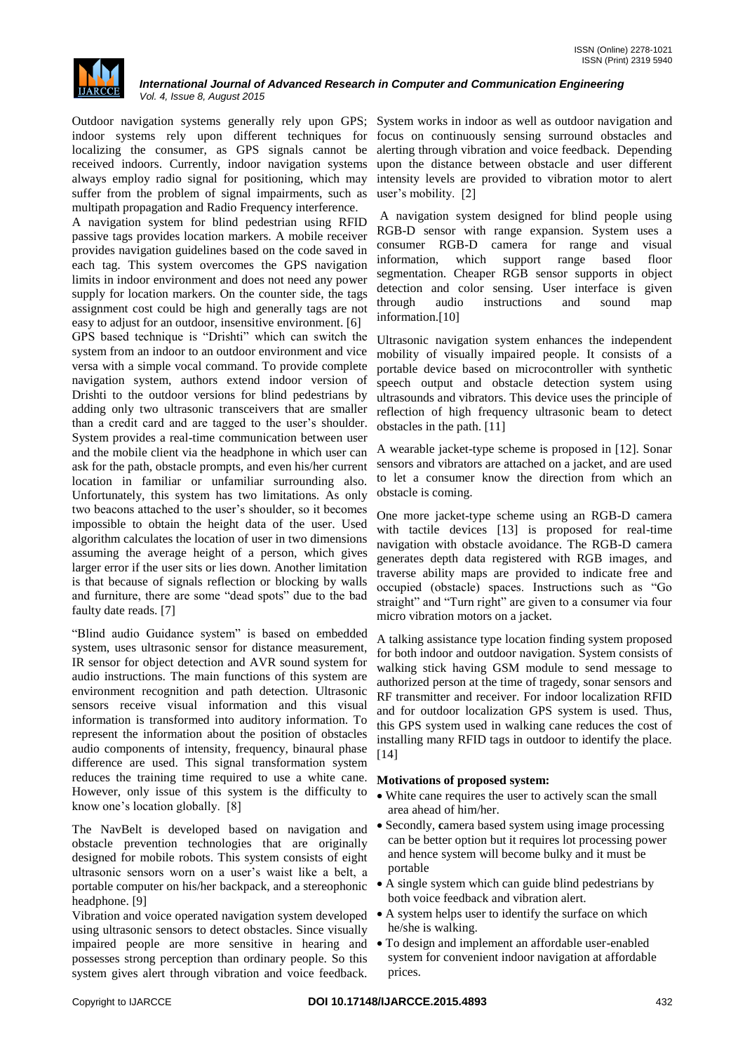Outdoor navigation systems generally rely upon GPS; indoor systems rely upon different techniques for localizing the consumer, as GPS signals cannot be received indoors. Currently, indoor navigation systems always employ radio signal for positioning, which may suffer from the problem of signal impairments, such as multipath propagation and Radio Frequency interference.

A navigation system for blind pedestrian using RFID passive tags provides location markers. A mobile receiver provides navigation guidelines based on the code saved in each tag. This system overcomes the GPS navigation limits in indoor environment and does not need any power supply for location markers. On the counter side, the tags assignment cost could be high and generally tags are not easy to adjust for an outdoor, insensitive environment. [6]

GPS based technique is "Drishti" which can switch the system from an indoor to an outdoor environment and vice versa with a simple vocal command. To provide complete navigation system, authors extend indoor version of Drishti to the outdoor versions for blind pedestrians by adding only two ultrasonic transceivers that are smaller than a credit card and are tagged to the user's shoulder. System provides a real-time communication between user and the mobile client via the headphone in which user can ask for the path, obstacle prompts, and even his/her current location in familiar or unfamiliar surrounding also. Unfortunately, this system has two limitations. As only two beacons attached to the user's shoulder, so it becomes impossible to obtain the height data of the user. Used algorithm calculates the location of user in two dimensions assuming the average height of a person, which gives larger error if the user sits or lies down. Another limitation is that because of signals reflection or blocking by walls and furniture, there are some "dead spots" due to the bad faulty date reads. [7]

"Blind audio Guidance system" is based on embedded system, uses ultrasonic sensor for distance measurement, IR sensor for object detection and AVR sound system for audio instructions. The main functions of this system are environment recognition and path detection. Ultrasonic sensors receive visual information and this visual information is transformed into auditory information. To represent the information about the position of obstacles audio components of intensity, frequency, binaural phase difference are used. This signal transformation system reduces the training time required to use a white cane. However, only issue of this system is the difficulty to know one's location globally. [8]

The NavBelt is developed based on navigation and obstacle prevention technologies that are originally designed for mobile robots. This system consists of eight ultrasonic sensors worn on a user's waist like a belt, a portable computer on his/her backpack, and a stereophonic headphone. [9]

Vibration and voice operated navigation system developed using ultrasonic sensors to detect obstacles. Since visually impaired people are more sensitive in hearing and possesses strong perception than ordinary people. So this system gives alert through vibration and voice feedback. System works in indoor as well as outdoor navigation and focus on continuously sensing surround obstacles and alerting through vibration and voice feedback. Depending upon the distance between obstacle and user different intensity levels are provided to vibration motor to alert user's mobility. [2]

A navigation system designed for blind people using RGB-D sensor with range expansion. System uses a consumer RGB-D camera for range and visual information, which support range based floor segmentation. Cheaper RGB sensor supports in object detection and color sensing. User interface is given through audio instructions and sound map information.[10]

Ultrasonic navigation system enhances the independent mobility of visually impaired people. It consists of a portable device based on microcontroller with synthetic speech output and obstacle detection system using ultrasounds and vibrators. This device uses the principle of reflection of high frequency ultrasonic beam to detect obstacles in the path. [11]

A wearable jacket-type scheme is proposed in [12]. Sonar sensors and vibrators are attached on a jacket, and are used to let a consumer know the direction from which an obstacle is coming.

One more jacket-type scheme using an RGB-D camera with tactile devices [13] is proposed for real-time navigation with obstacle avoidance. The RGB-D camera generates depth data registered with RGB images, and traverse ability maps are provided to indicate free and occupied (obstacle) spaces. Instructions such as "Go straight" and "Turn right" are given to a consumer via four micro vibration motors on a jacket.

A talking assistance type location finding system proposed for both indoor and outdoor navigation. System consists of walking stick having GSM module to send message to authorized person at the time of tragedy, sonar sensors and RF transmitter and receiver. For indoor localization RFID and for outdoor localization GPS system is used. Thus, this GPS system used in walking cane reduces the cost of installing many RFID tags in outdoor to identify the place. [14]

**Motivations of proposed system:**

- White cane requires the user to actively scan the small area ahead of him/her.
- Secondly, camera based system using image processing can be better option but it requires lot processing power and hence system will become bulky and it must be portable
- A single system which can guide blind pedestrians by both voice feedback and vibration alert.
- A system helps user to identify the surface on which he/she is walking.
- To design and implement an affordable user-enabled system for convenient indoor navigation at affordable prices.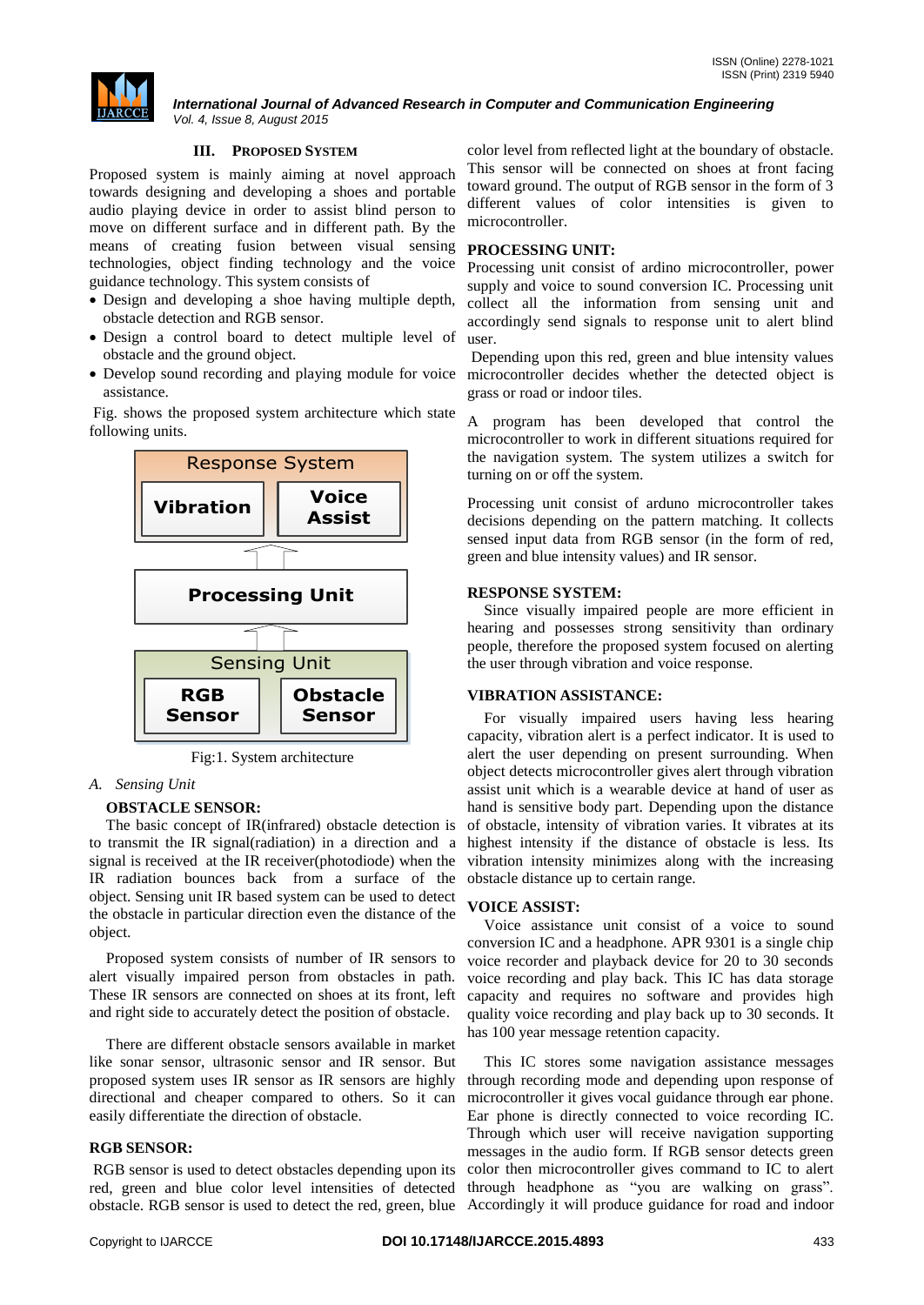## III. PROPOSED SYSTEM

Proposed system is mainly aiming at novel approach towards designing and developing a shoes and portable audio playing device in order to assist blind person to move on different surface and in different path. By the means of creating fusion between visual sensing technologies, object finding technology and the voice guidance technology. This system consists of

- Design and developing a shoe having multiple depth, obstacle detection and RGB sensor.
- Design a control board to detect multiple level of obstacle and the ground object.
- Develop sound recording and playing module for voice assistance.

Fig. shows the proposed system architecture which state following units.

Response System
Vibration | Voice Assist
Processing Unit
Sensing Unit
RGB Sensor | Obstacle Sensor

Fig:1. System architecture

### A. Sensing Unit

**OBSTACLE SENSOR:**

The basic concept of IR(infrared) obstacle detection is to transmit the IR signal(radiation) in a direction and a signal is received at the IR receiver(photodiode) when the IR radiation bounces back from a surface of the object. Sensing unit IR based system can be used to detect the obstacle in particular direction even the distance of the object.

Proposed system consists of number of IR sensors to alert visually impaired person from obstacles in path. These IR sensors are connected on shoes at its front, left and right side to accurately detect the position of obstacle.

There are different obstacle sensors available in market like sonar sensor, ultrasonic sensor and IR sensor. But proposed system uses IR sensor as IR sensors are highly directional and cheaper compared to others. So it can easily differentiate the direction of obstacle.

**RGB SENSOR:**

RGB sensor is used to detect obstacles depending upon its red, green and blue color level intensities of detected obstacle. RGB sensor is used to detect the red, green, blue color level from reflected light at the boundary of obstacle. This sensor will be connected on shoes at front facing toward ground. The output of RGB sensor in the form of 3 different values of color intensities is given to microcontroller.

**PROCESSING UNIT:**

Processing unit consist of ardino microcontroller, power supply and voice to sound conversion IC. Processing unit collect all the information from sensing unit and accordingly send signals to response unit to alert blind user.

Depending upon this red, green and blue intensity values microcontroller decides whether the detected object is grass or road or indoor tiles.

A program has been developed that control the microcontroller to work in different situations required for the navigation system. The system utilizes a switch for turning on or off the system.

Processing unit consist of arduno microcontroller takes decisions depending on the pattern matching. It collects sensed input data from RGB sensor (in the form of red, green and blue intensity values) and IR sensor.

**RESPONSE SYSTEM:**

Since visually impaired people are more efficient in hearing and possesses strong sensitivity than ordinary people, therefore the proposed system focused on alerting the user through vibration and voice response.

**VIBRATION ASSISTANCE:**

For visually impaired users having less hearing capacity, vibration alert is a perfect indicator. It is used to alert the user depending on present surrounding. When object detects microcontroller gives alert through vibration assist unit which is a wearable device at hand of user as hand is sensitive body part. Depending upon the distance of obstacle, intensity of vibration varies. It vibrates at its highest intensity if the distance of obstacle is less. Its vibration intensity minimizes along with the increasing obstacle distance up to certain range.

**VOICE ASSIST:**

Voice assistance unit consist of a voice to sound conversion IC and a headphone. APR 9301 is a single chip voice recorder and playback device for 20 to 30 seconds voice recording and play back. This IC has data storage capacity and requires no software and provides high quality voice recording and play back up to 30 seconds. It has 100 year message retention capacity.

This IC stores some navigation assistance messages through recording mode and depending upon response of microcontroller it gives vocal guidance through ear phone. Ear phone is directly connected to voice recording IC. Through which user will receive navigation supporting messages in the audio form. If RGB sensor detects green color then microcontroller gives command to IC to alert through headphone as "you are walking on grass". Accordingly it will produce guidance for road and indoor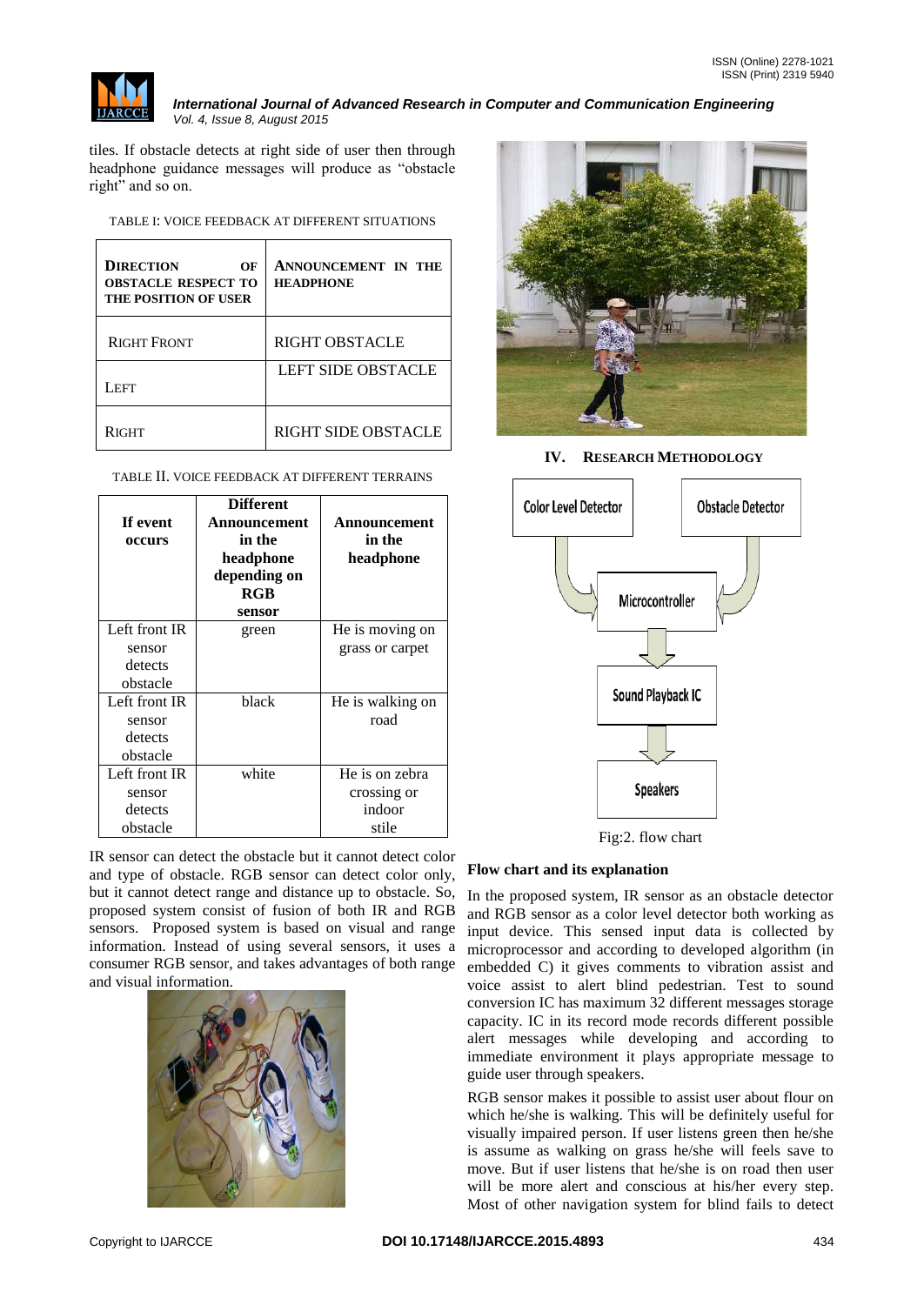tiles. If obstacle detects at right side of user then through headphone guidance messages will produce as "obstacle right" and so on.

TABLE I: VOICE FEEDBACK AT DIFFERENT SITUATIONS

| DIRECTION OF OBSTACLE RESPECT TO THE POSITION OF USER | ANNOUNCEMENT IN THE HEADPHONE |
|---|---|
| RIGHT FRONT | RIGHT OBSTACLE |
| LEFT | LEFT SIDE OBSTACLE |
| RIGHT | RIGHT SIDE OBSTACLE |

TABLE II. VOICE FEEDBACK AT DIFFERENT TERRAINS

| If event occurs | Different Announcement in the headphone depending on RGB sensor | Announcement in the headphone |
|---|---|---|
| Left front IR sensor detects obstacle | green | He is moving on grass or carpet |
| Left front IR sensor detects obstacle | black | He is walking on road |
| Left front IR sensor detects obstacle | white | He is on zebra crossing or indoor stile |

IR sensor can detect the obstacle but it cannot detect color and type of obstacle. RGB sensor can detect color only, but it cannot detect range and distance up to obstacle. So, proposed system consist of fusion of both IR and RGB sensors. Proposed system is based on visual and range information. Instead of using several sensors, it uses a consumer RGB sensor, and takes advantages of both range and visual information.

## IV. RESEARCH METHODOLOGY

Color Level Detector → Microcontroller ← Obstacle Detector

Microcontroller → Sound Playback IC → Speakers

Fig:2. flow chart

### Flow chart and its explanation

In the proposed system, IR sensor as an obstacle detector and RGB sensor as a color level detector both working as input device. This sensed input data is collected by microprocessor and according to developed algorithm (in embedded C) it gives comments to vibration assist and voice assist to alert blind pedestrian. Test to sound conversion IC has maximum 32 different messages storage capacity. IC in its record mode records different possible alert messages while developing and according to immediate environment it plays appropriate message to guide user through speakers.

RGB sensor makes it possible to assist user about flour on which he/she is walking. This will be definitely useful for visually impaired person. If user listens green then he/she is assume as walking on grass he/she will feels save to move. But if user listens that he/she is on road then user will be more alert and conscious at his/her every step. Most of other navigation system for blind fails to detect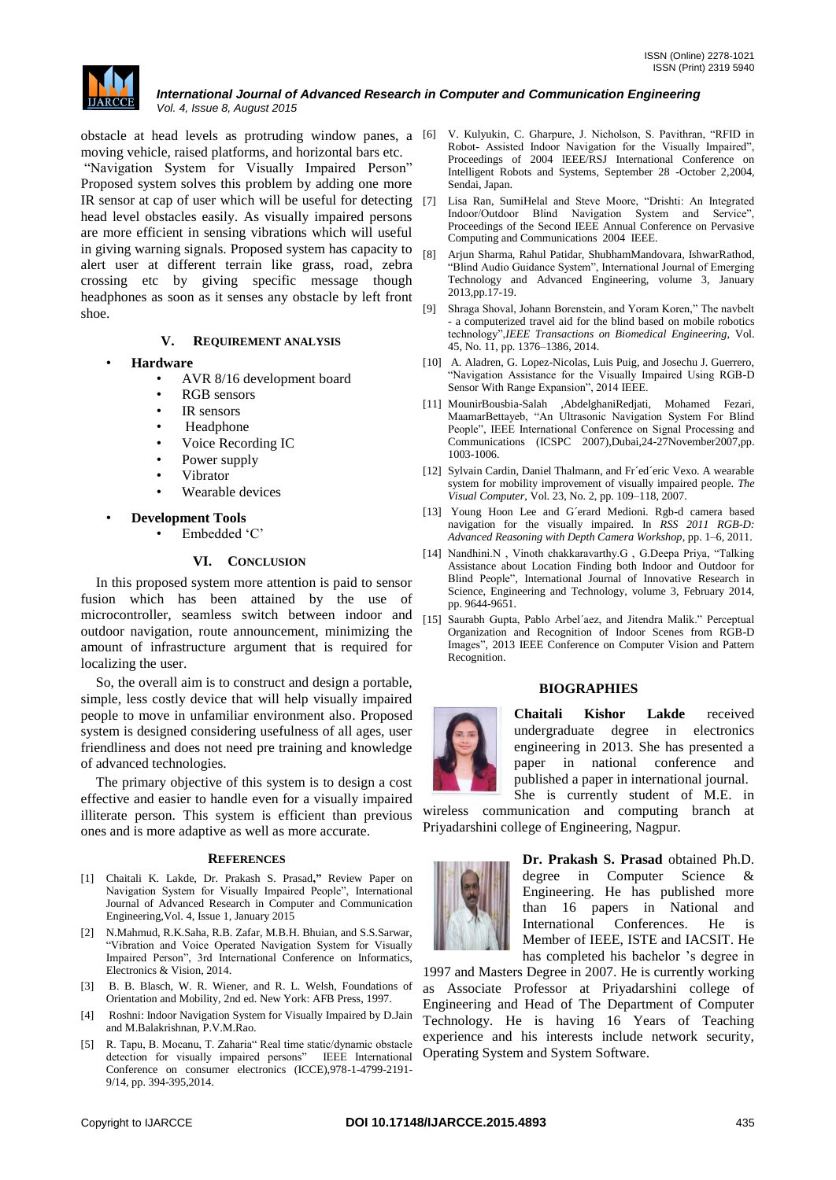obstacle at head levels as protruding window panes, a moving vehicle, raised platforms, and horizontal bars etc.

"Navigation System for Visually Impaired Person" Proposed system solves this problem by adding one more IR sensor at cap of user which will be useful for detecting head level obstacles easily. As visually impaired persons are more efficient in sensing vibrations which will useful in giving warning signals. Proposed system has capacity to alert user at different terrain like grass, road, zebra crossing etc by giving specific message though headphones as soon as it senses any obstacle by left front shoe.

## V. REQUIREMENT ANALYSIS

- **Hardware**
  - AVR 8/16 development board
  - RGB sensors
  - IR sensors
  - Headphone
  - Voice Recording IC
  - Power supply
  - Vibrator
  - Wearable devices
- **Development Tools**
  - Embedded 'C'

## VI. CONCLUSION

In this proposed system more attention is paid to sensor fusion which has been attained by the use of microcontroller, seamless switch between indoor and outdoor navigation, route announcement, minimizing the amount of infrastructure argument that is required for localizing the user.

So, the overall aim is to construct and design a portable, simple, less costly device that will help visually impaired people to move in unfamiliar environment also. Proposed system is designed considering usefulness of all ages, user friendliness and does not need pre training and knowledge of advanced technologies.

The primary objective of this system is to design a cost effective and easier to handle even for a visually impaired illiterate person. This system is efficient than previous ones and is more adaptive as well as more accurate.

## REFERENCES

[1] Chaitali K. Lakde, Dr. Prakash S. Prasad," Review Paper on Navigation System for Visually Impaired People", International Journal of Advanced Research in Computer and Communication Engineering,Vol. 4, Issue 1, January 2015

[2] N.Mahmud, R.K.Saha, R.B. Zafar, M.B.H. Bhuian, and S.S.Sarwar, "Vibration and Voice Operated Navigation System for Visually Impaired Person", 3rd International Conference on Informatics, Electronics & Vision, 2014.

[3] B. B. Blasch, W. R. Wiener, and R. L. Welsh, Foundations of Orientation and Mobility, 2nd ed. New York: AFB Press, 1997.

[4] Roshni: Indoor Navigation System for Visually Impaired by D.Jain and M.Balakrishnan, P.V.M.Rao.

[5] R. Tapu, B. Mocanu, T. Zaharia" Real time static/dynamic obstacle detection for visually impaired persons" IEEE International Conference on consumer electronics (ICCE),978-1-4799-2191-9/14, pp. 394-395,2014.

[6] V. Kulyukin, C. Gharpure, J. Nicholson, S. Pavithran, "RFID in Robot- Assisted Indoor Navigation for the Visually Impaired", Proceedings of 2004 IEEE/RSJ International Conference on Intelligent Robots and Systems, September 28 -October 2,2004, Sendai, Japan.

[7] Lisa Ran, SumiHelal and Steve Moore, "Drishti: An Integrated Indoor/Outdoor Blind Navigation System and Service", Proceedings of the Second IEEE Annual Conference on Pervasive Computing and Communications 2004 IEEE.

[8] Arjun Sharma, Rahul Patidar, ShubhamMandovara, IshwarRathod, "Blind Audio Guidance System", International Journal of Emerging Technology and Advanced Engineering, volume 3, January 2013,pp.17-19.

[9] Shraga Shoval, Johann Borenstein, and Yoram Koren," The navbelt - a computerized travel aid for the blind based on mobile robotics technology",*IEEE Transactions on Biomedical Engineering*, Vol. 45, No. 11, pp. 1376–1386, 2014.

[10] A. Aladren, G. Lopez-Nicolas, Luis Puig, and Josechu J. Guerrero, "Navigation Assistance for the Visually Impaired Using RGB-D Sensor With Range Expansion", 2014 IEEE.

[11] MounirBousbia-Salah ,AbdelghaniRedjati, Mohamed Fezari, MaamarBettayeb, "An Ultrasonic Navigation System For Blind People", IEEE International Conference on Signal Processing and Communications (ICSPC 2007),Dubai,24-27November2007,pp. 1003-1006.

[12] Sylvain Cardin, Daniel Thalmann, and Fr´ed´eric Vexo. A wearable system for mobility improvement of visually impaired people. *The Visual Computer*, Vol. 23, No. 2, pp. 109–118, 2007.

[13] Young Hoon Lee and G´erard Medioni. Rgb-d camera based navigation for the visually impaired. In *RSS 2011 RGB-D: Advanced Reasoning with Depth Camera Workshop*, pp. 1–6, 2011.

[14] Nandhini.N , Vinoth chakkaravarthy.G , G.Deepa Priya, "Talking Assistance about Location Finding both Indoor and Outdoor for Blind People", International Journal of Innovative Research in Science, Engineering and Technology, volume 3, February 2014, pp. 9644-9651.

[15] Saurabh Gupta, Pablo Arbel´aez, and Jitendra Malik." Perceptual Organization and Recognition of Indoor Scenes from RGB-D Images", 2013 IEEE Conference on Computer Vision and Pattern Recognition.

## BIOGRAPHIES

**Chaitali Kishor Lakde** received undergraduate degree in electronics engineering in 2013. She has presented a paper in national conference and published a paper in international journal. She is currently student of M.E. in wireless communication and computing branch at Priyadarshini college of Engineering, Nagpur.

**Dr. Prakash S. Prasad** obtained Ph.D. degree in Computer Science & Engineering. He has published more than 16 papers in National and International Conferences. He is Member of IEEE, ISTE and IACSIT. He has completed his bachelor 's degree in 1997 and Masters Degree in 2007. He is currently working as Associate Professor at Priyadarshini college of Engineering and Head of The Department of Computer Technology. He is having 16 Years of Teaching experience and his interests include network security, Operating System and System Software.